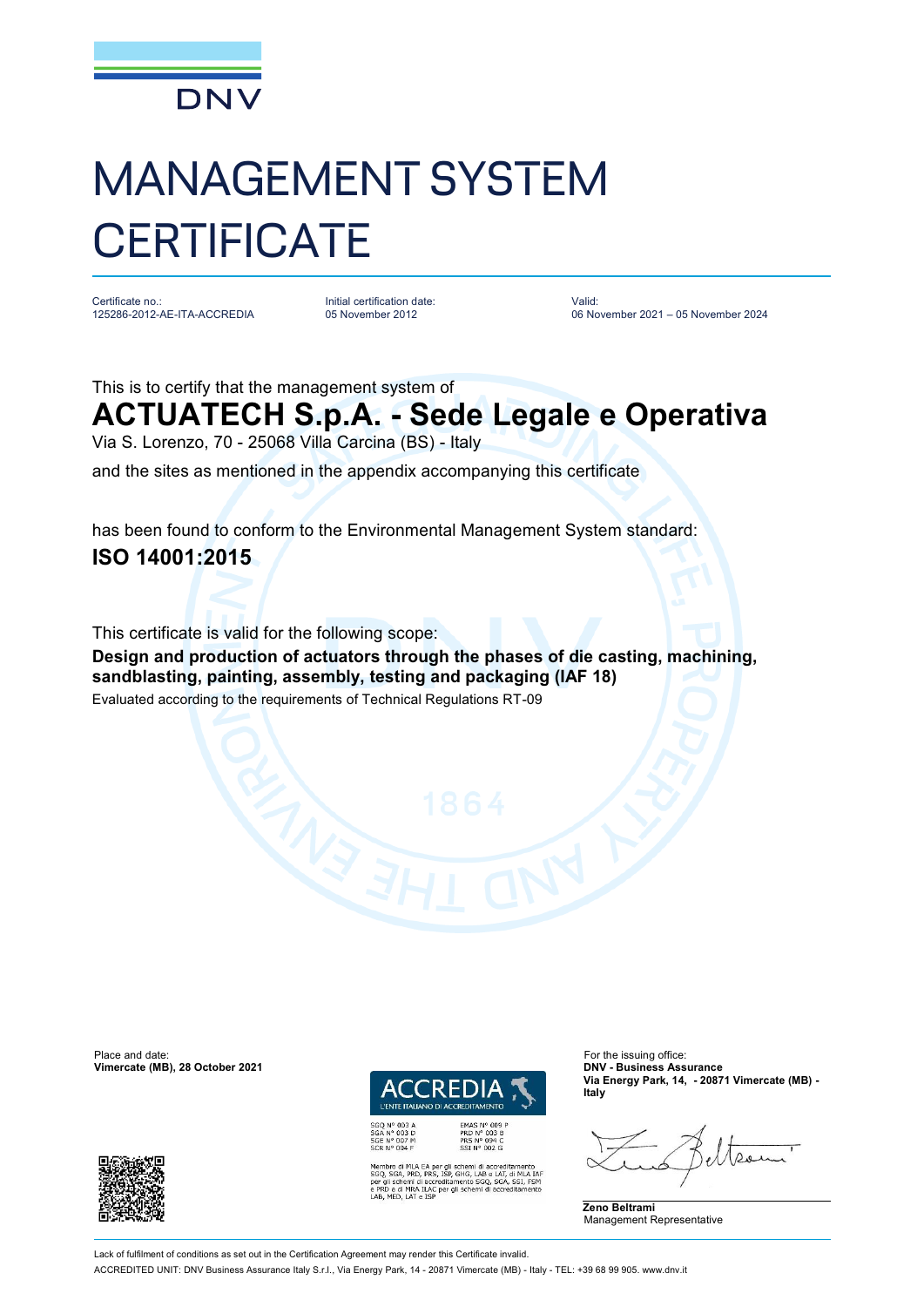DNV

# MANAGEMENT SYSTEM CERTIFICATE

| Certificate no.: | Initial certification date: | Valid: |
|---|---|---|
| 125286-2012-AE-ITA-ACCREDIA | 05 November 2012 | 06 November 2021 – 05 November 2024 |

This is to certify that the management system of

## ACTUATECH S.p.A. - Sede Legale e Operativa

Via S. Lorenzo, 70 - 25068 Villa Carcina (BS) - Italy

and the sites as mentioned in the appendix accompanying this certificate

has been found to conform to the Environmental Management System standard:

**ISO 14001:2015**

This certificate is valid for the following scope:

**Design and production of actuators through the phases of die casting, machining, sandblasting, painting, assembly, testing and packaging (IAF 18)**

Evaluated according to the requirements of Technical Regulations RT-09

Place and date:
**Vimercate (MB), 28 October 2021**

ACCREDIA
L'ENTE ITALIANO DI ACCREDITAMENTO

SGQ N° 003 A
SGA N° 003 D
SGE N° 007 M
SCR N° 004 F
EMAS N° 009 P
PRD N° 003 B
PRS N° 094 C
SSI N° 002 G

Membro di MLA EA per gli schemi di accreditamento SGQ, SGA, PRD, PRS, ISP, GHG, LAB e LAT, di MLA IAF per gli schemi di accreditamento SGQ, SGA, SSI, FSM e PRD e di MRA ILAC per gli schemi di accreditamento LAB, MED, LAT e ISP

For the issuing office:
**DNV - Business Assurance**
**Via Energy Park, 14, - 20871 Vimercate (MB) - Italy**

**Zeno Beltrami**
Management Representative

Lack of fulfilment of conditions as set out in the Certification Agreement may render this Certificate invalid.

ACCREDITED UNIT: DNV Business Assurance Italy S.r.l., Via Energy Park, 14 - 20871 Vimercate (MB) - Italy - TEL: +39 68 99 905. www.dnv.it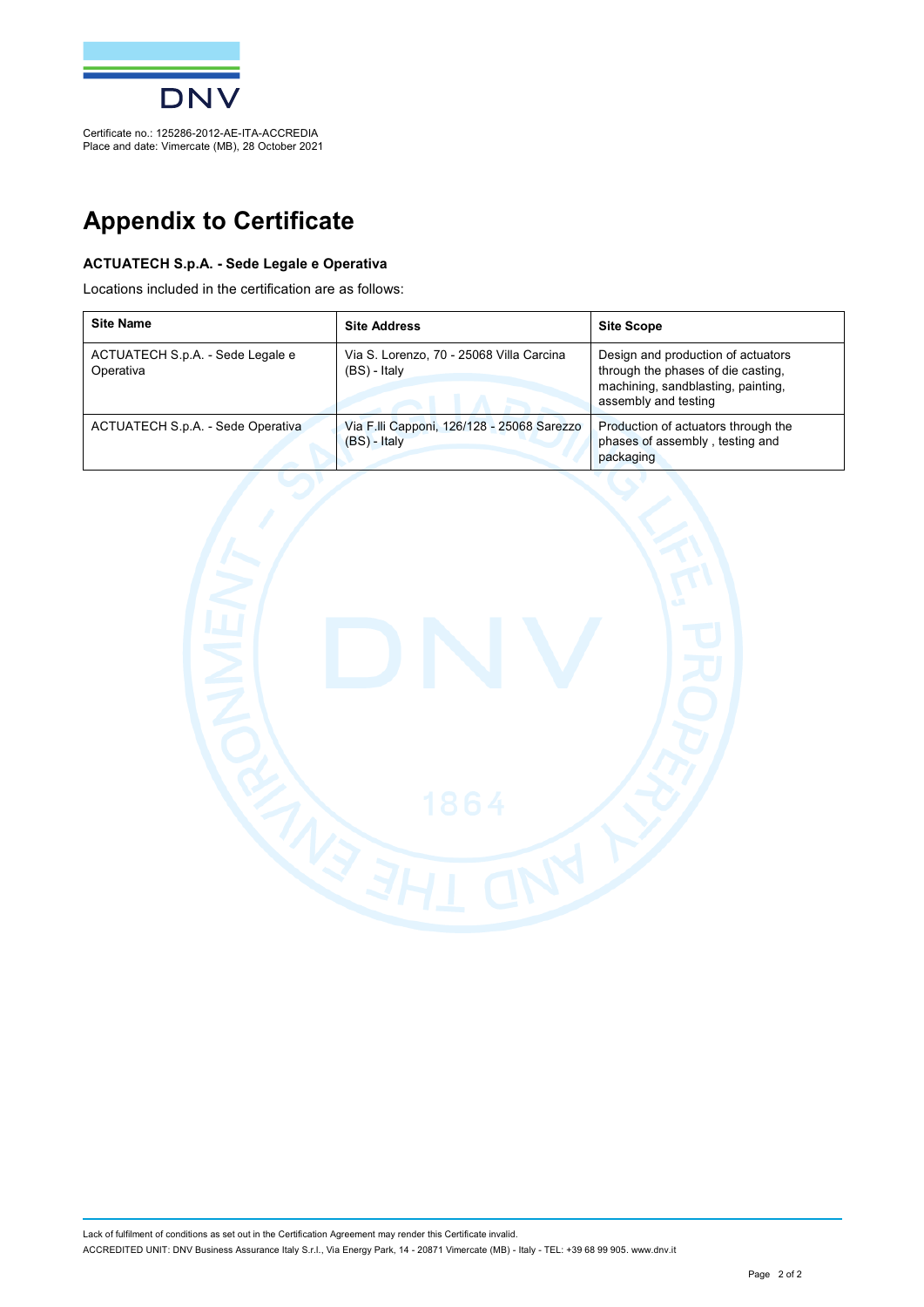Certificate no.: 125286-2012-AE-ITA-ACCREDIA
Place and date: Vimercate (MB), 28 October 2021

# Appendix to Certificate

### ACTUATECH S.p.A. - Sede Legale e Operativa

Locations included in the certification are as follows:

| Site Name | Site Address | Site Scope |
|---|---|---|
| ACTUATECH S.p.A. - Sede Legale e Operativa | Via S. Lorenzo, 70 - 25068 Villa Carcina (BS) - Italy | Design and production of actuators through the phases of die casting, machining, sandblasting, painting, assembly and testing |
| ACTUATECH S.p.A. - Sede Operativa | Via F.lli Capponi, 126/128 - 25068 Sarezzo (BS) - Italy | Production of actuators through the phases of assembly , testing and packaging |

Lack of fulfilment of conditions as set out in the Certification Agreement may render this Certificate invalid.

ACCREDITED UNIT: DNV Business Assurance Italy S.r.l., Via Energy Park, 14 - 20871 Vimercate (MB) - Italy - TEL: +39 68 99 905. www.dnv.it